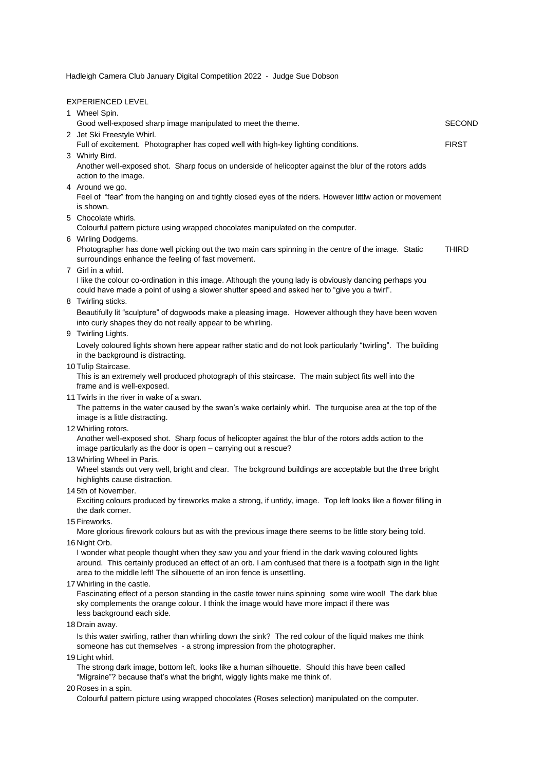Hadleigh Camera Club January Digital Competition 2022 - Judge Sue Dobson

EXPERIENCED LEVEL

1 Wheel Spin.
Good well-exposed sharp image manipulated to meet the theme. SECOND

2 Jet Ski Freestyle Whirl.
Full of excitement. Photographer has coped well with high-key lighting conditions. FIRST

3 Whirly Bird.
Another well-exposed shot. Sharp focus on underside of helicopter against the blur of the rotors adds action to the image.

4 Around we go.
Feel of "fear" from the hanging on and tightly closed eyes of the riders. However littlw action or movement is shown.

5 Chocolate whirls.
Colourful pattern picture using wrapped chocolates manipulated on the computer.

6 Wirling Dodgems.
Photographer has done well picking out the two main cars spinning in the centre of the image. Static surroundings enhance the feeling of fast movement. THIRD

7 Girl in a whirl.
I like the colour co-ordination in this image. Although the young lady is obviously dancing perhaps you could have made a point of using a slower shutter speed and asked her to "give you a twirl".

8 Twirling sticks.
Beautifully lit "sculpture" of dogwoods make a pleasing image. However although they have been woven into curly shapes they do not really appear to be whirling.

9 Twirling Lights.
Lovely coloured lights shown here appear rather static and do not look particularly "twirling". The building in the background is distracting.

10 Tulip Staircase.
This is an extremely well produced photograph of this staircase. The main subject fits well into the frame and is well-exposed.

11 Twirls in the river in wake of a swan.
The patterns in the water caused by the swan's wake certainly whirl. The turquoise area at the top of the image is a little distracting.

12 Whirling rotors.
Another well-exposed shot. Sharp focus of helicopter against the blur of the rotors adds action to the image particularly as the door is open – carrying out a rescue?

13 Whirling Wheel in Paris.
Wheel stands out very well, bright and clear. The bckground buildings are acceptable but the three bright highlights cause distraction.

14 5th of November.
Exciting colours produced by fireworks make a strong, if untidy, image. Top left looks like a flower filling in the dark corner.

15 Fireworks.
More glorious firework colours but as with the previous image there seems to be little story being told.

16 Night Orb.
I wonder what people thought when they saw you and your friend in the dark waving coloured lights around. This certainly produced an effect of an orb. I am confused that there is a footpath sign in the light area to the middle left! The silhouette of an iron fence is unsettling.

17 Whirling in the castle.
Fascinating effect of a person standing in the castle tower ruins spinning some wire wool! The dark blue sky complements the orange colour. I think the image would have more impact if there was less background each side.

18 Drain away.
Is this water swirling, rather than whirling down the sink? The red colour of the liquid makes me think someone has cut themselves - a strong impression from the photographer.

19 Light whirl.
The strong dark image, bottom left, looks like a human silhouette. Should this have been called "Migraine"? because that's what the bright, wiggly lights make me think of.

20 Roses in a spin.
Colourful pattern picture using wrapped chocolates (Roses selection) manipulated on the computer.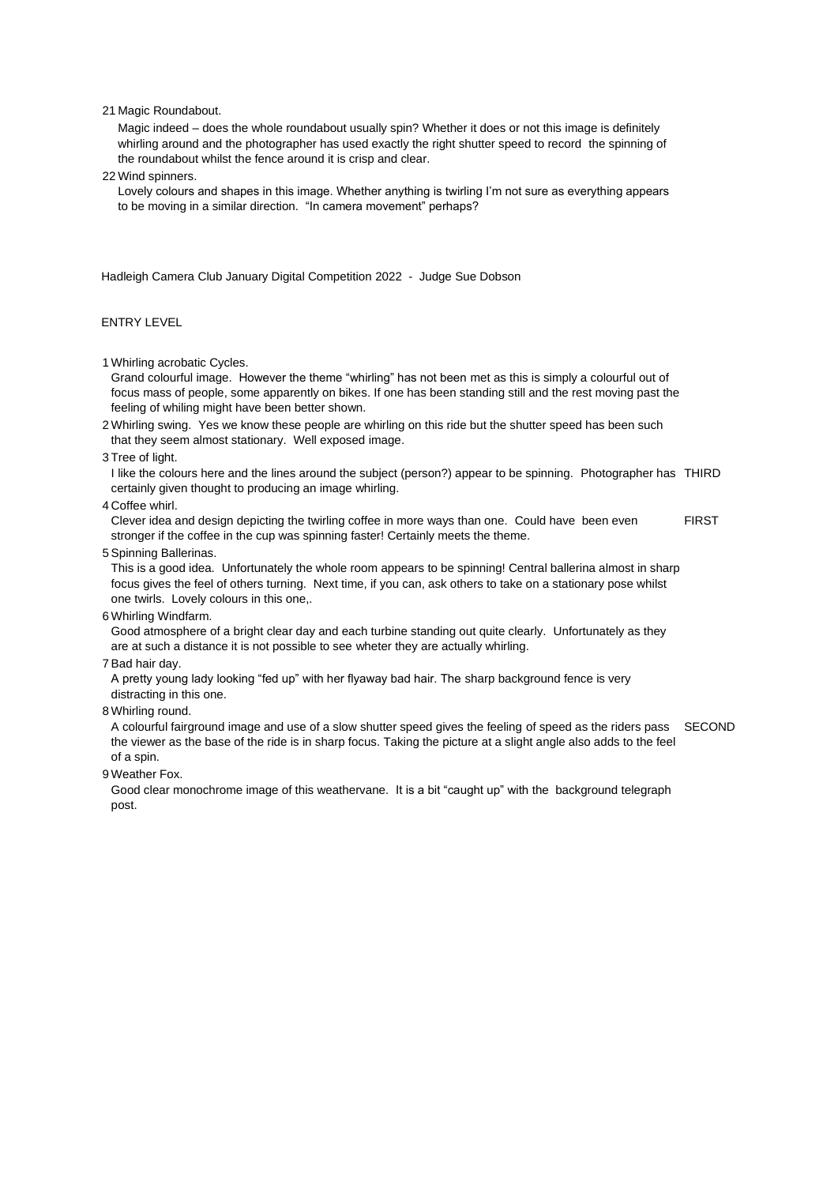21 Magic Roundabout.

Magic indeed – does the whole roundabout usually spin? Whether it does or not this image is definitely whirling around and the photographer has used exactly the right shutter speed to record the spinning of the roundabout whilst the fence around it is crisp and clear.

22 Wind spinners.

Lovely colours and shapes in this image. Whether anything is twirling I'm not sure as everything appears to be moving in a similar direction. "In camera movement" perhaps?

Hadleigh Camera Club January Digital Competition 2022 - Judge Sue Dobson

ENTRY LEVEL

1 Whirling acrobatic Cycles.

Grand colourful image. However the theme "whirling" has not been met as this is simply a colourful out of focus mass of people, some apparently on bikes. If one has been standing still and the rest moving past the feeling of whiling might have been better shown.

2 Whirling swing. Yes we know these people are whirling on this ride but the shutter speed has been such that they seem almost stationary. Well exposed image.

3 Tree of light. — THIRD

I like the colours here and the lines around the subject (person?) appear to be spinning. Photographer has certainly given thought to producing an image whirling.

4 Coffee whirl. — FIRST

Clever idea and design depicting the twirling coffee in more ways than one. Could have been even stronger if the coffee in the cup was spinning faster! Certainly meets the theme.

5 Spinning Ballerinas.

This is a good idea. Unfortunately the whole room appears to be spinning! Central ballerina almost in sharp focus gives the feel of others turning. Next time, if you can, ask others to take on a stationary pose whilst one twirls. Lovely colours in this one,.

6 Whirling Windfarm.

Good atmosphere of a bright clear day and each turbine standing out quite clearly. Unfortunately as they are at such a distance it is not possible to see wheter they are actually whirling.

7 Bad hair day.

A pretty young lady looking "fed up" with her flyaway bad hair. The sharp background fence is very distracting in this one.

8 Whirling round. — SECOND

A colourful fairground image and use of a slow shutter speed gives the feeling of speed as the riders pass the viewer as the base of the ride is in sharp focus. Taking the picture at a slight angle also adds to the feel of a spin.

9 Weather Fox.

Good clear monochrome image of this weathervane. It is a bit "caught up" with the background telegraph post.